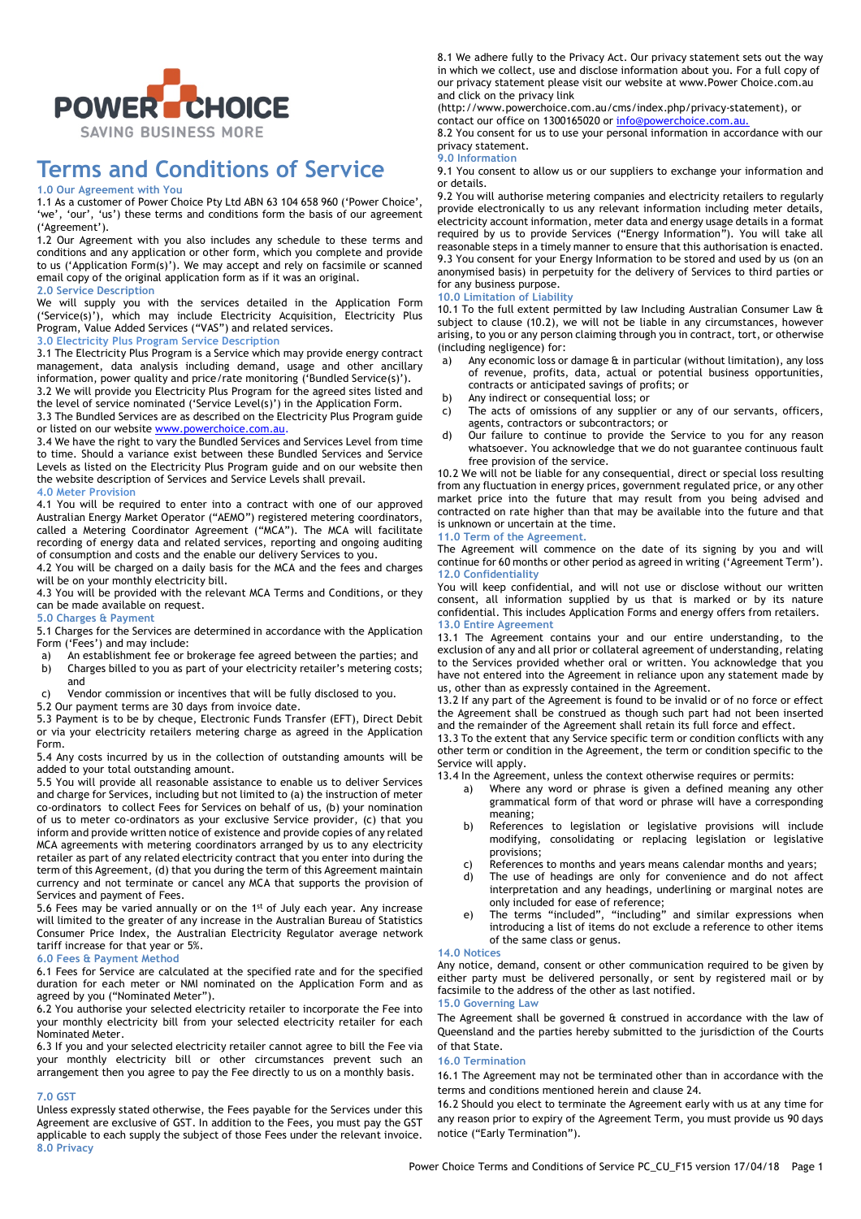POWER CHOICE
SAVING BUSINESS MORE

# Terms and Conditions of Service

## 1.0 Our Agreement with You

1.1 As a customer of Power Choice Pty Ltd ABN 63 104 658 960 ('Power Choice', 'we', 'our', 'us') these terms and conditions form the basis of our agreement ('Agreement').

1.2 Our Agreement with you also includes any schedule to these terms and conditions and any application or other form, which you complete and provide to us ('Application Form(s)'). We may accept and rely on facsimile or scanned email copy of the original application form as if it was an original.

## 2.0 Service Description

We will supply you with the services detailed in the Application Form ('Service(s)'), which may include Electricity Acquisition, Electricity Plus Program, Value Added Services ("VAS") and related services.

## 3.0 Electricity Plus Program Service Description

3.1 The Electricity Plus Program is a Service which may provide energy contract management, data analysis including demand, usage and other ancillary information, power quality and price/rate monitoring ('Bundled Service(s)').

3.2 We will provide you Electricity Plus Program for the agreed sites listed and the level of service nominated ('Service Level(s)') in the Application Form.

3.3 The Bundled Services are as described on the Electricity Plus Program guide or listed on our website www.powerchoice.com.au.

3.4 We have the right to vary the Bundled Services and Services Level from time to time. Should a variance exist between these Bundled Services and Service Levels as listed on the Electricity Plus Program guide and on our website then the website description of Services and Service Levels shall prevail.

## 4.0 Meter Provision

4.1 You will be required to enter into a contract with one of our approved Australian Energy Market Operator ("AEMO") registered metering coordinators, called a Metering Coordinator Agreement ("MCA"). The MCA will facilitate recording of energy data and related services, reporting and ongoing auditing of consumption and costs and the enable our delivery Services to you.

4.2 You will be charged on a daily basis for the MCA and the fees and charges will be on your monthly electricity bill.

4.3 You will be provided with the relevant MCA Terms and Conditions, or they can be made available on request.

## 5.0 Charges & Payment

5.1 Charges for the Services are determined in accordance with the Application Form ('Fees') and may include:

a) An establishment fee or brokerage fee agreed between the parties; and
b) Charges billed to you as part of your electricity retailer's metering costs; and
c) Vendor commission or incentives that will be fully disclosed to you.

5.2 Our payment terms are 30 days from invoice date.

5.3 Payment is to be by cheque, Electronic Funds Transfer (EFT), Direct Debit or via your electricity retailers metering charge as agreed in the Application Form.

5.4 Any costs incurred by us in the collection of outstanding amounts will be added to your total outstanding amount.

5.5 You will provide all reasonable assistance to enable us to deliver Services and charge for Services, including but not limited to (a) the instruction of meter co-ordinators to collect Fees for Services on behalf of us, (b) your nomination of us to meter co-ordinators as your exclusive Service provider, (c) that you inform and provide written notice of existence and provide copies of any related MCA agreements with metering coordinators arranged by us to any electricity retailer as part of any related electricity contract that you enter into during the term of this Agreement, (d) that you during the term of this Agreement maintain currency and not terminate or cancel any MCA that supports the provision of Services and payment of Fees.

5.6 Fees may be varied annually or on the 1st of July each year. Any increase will limited to the greater of any increase in the Australian Bureau of Statistics Consumer Price Index, the Australian Electricity Regulator average network tariff increase for that year or 5%.

## 6.0 Fees & Payment Method

6.1 Fees for Service are calculated at the specified rate and for the specified duration for each meter or NMI nominated on the Application Form and as agreed by you ("Nominated Meter").

6.2 You authorise your selected electricity retailer to incorporate the Fee into your monthly electricity bill from your selected electricity retailer for each Nominated Meter.

6.3 If you and your selected electricity retailer cannot agree to bill the Fee via your monthly electricity bill or other circumstances prevent such an arrangement then you agree to pay the Fee directly to us on a monthly basis.

## 7.0 GST

Unless expressly stated otherwise, the Fees payable for the Services under this Agreement are exclusive of GST. In addition to the Fees, you must pay the GST applicable to each supply the subject of those Fees under the relevant invoice.

## 8.0 Privacy

8.1 We adhere fully to the Privacy Act. Our privacy statement sets out the way in which we collect, use and disclose information about you. For a full copy of our privacy statement please visit our website at www.Power Choice.com.au and click on the privacy link (http://www.powerchoice.com.au/cms/index.php/privacy-statement), or contact our office on 1300165020 or info@powerchoice.com.au.

8.2 You consent for us to use your personal information in accordance with our privacy statement.

## 9.0 Information

9.1 You consent to allow us or our suppliers to exchange your information and or details.

9.2 You will authorise metering companies and electricity retailers to regularly provide electronically to us any relevant information including meter details, electricity account information, meter data and energy usage details in a format required by us to provide Services ("Energy Information"). You will take all reasonable steps in a timely manner to ensure that this authorisation is enacted.

9.3 You consent for your Energy Information to be stored and used by us (on an anonymised basis) in perpetuity for the delivery of Services to third parties or for any business purpose.

## 10.0 Limitation of Liability

10.1 To the full extent permitted by law Including Australian Consumer Law & subject to clause (10.2), we will not be liable in any circumstances, however arising, to you or any person claiming through you in contract, tort, or otherwise (including negligence) for:

a) Any economic loss or damage & in particular (without limitation), any loss of revenue, profits, data, actual or potential business opportunities, contracts or anticipated savings of profits; or
b) Any indirect or consequential loss; or
c) The acts of omissions of any supplier or any of our servants, officers, agents, contractors or subcontractors; or
d) Our failure to continue to provide the Service to you for any reason whatsoever. You acknowledge that we do not guarantee continuous fault free provision of the service.

10.2 We will not be liable for any consequential, direct or special loss resulting from any fluctuation in energy prices, government regulated price, or any other market price into the future that may result from you being advised and contracted on rate higher than that may be available into the future and that is unknown or uncertain at the time.

## 11.0 Term of the Agreement.

The Agreement will commence on the date of its signing by you and will continue for 60 months or other period as agreed in writing ('Agreement Term').

## 12.0 Confidentiality

You will keep confidential, and will not use or disclose without our written consent, all information supplied by us that is marked or by its nature confidential. This includes Application Forms and energy offers from retailers.

## 13.0 Entire Agreement

13.1 The Agreement contains your and our entire understanding, to the exclusion of any and all prior or collateral agreement of understanding, relating to the Services provided whether oral or written. You acknowledge that you have not entered into the Agreement in reliance upon any statement made by us, other than as expressly contained in the Agreement.

13.2 If any part of the Agreement is found to be invalid or of no force or effect the Agreement shall be construed as though such part had not been inserted and the remainder of the Agreement shall retain its full force and effect.

13.3 To the extent that any Service specific term or condition conflicts with any other term or condition in the Agreement, the term or condition specific to the Service will apply.

13.4 In the Agreement, unless the context otherwise requires or permits:

a) Where any word or phrase is given a defined meaning any other grammatical form of that word or phrase will have a corresponding meaning;
b) References to legislation or legislative provisions will include modifying, consolidating or replacing legislation or legislative provisions;
c) References to months and years means calendar months and years;
d) The use of headings are only for convenience and do not affect interpretation and any headings, underlining or marginal notes are only included for ease of reference;
e) The terms "included", "including" and similar expressions when introducing a list of items do not exclude a reference to other items of the same class or genus.

## 14.0 Notices

Any notice, demand, consent or other communication required to be given by either party must be delivered personally, or sent by registered mail or by facsimile to the address of the other as last notified.

## 15.0 Governing Law

The Agreement shall be governed & construed in accordance with the law of Queensland and the parties hereby submitted to the jurisdiction of the Courts of that State.

## 16.0 Termination

16.1 The Agreement may not be terminated other than in accordance with the terms and conditions mentioned herein and clause 24.

16.2 Should you elect to terminate the Agreement early with us at any time for any reason prior to expiry of the Agreement Term, you must provide us 90 days notice ("Early Termination").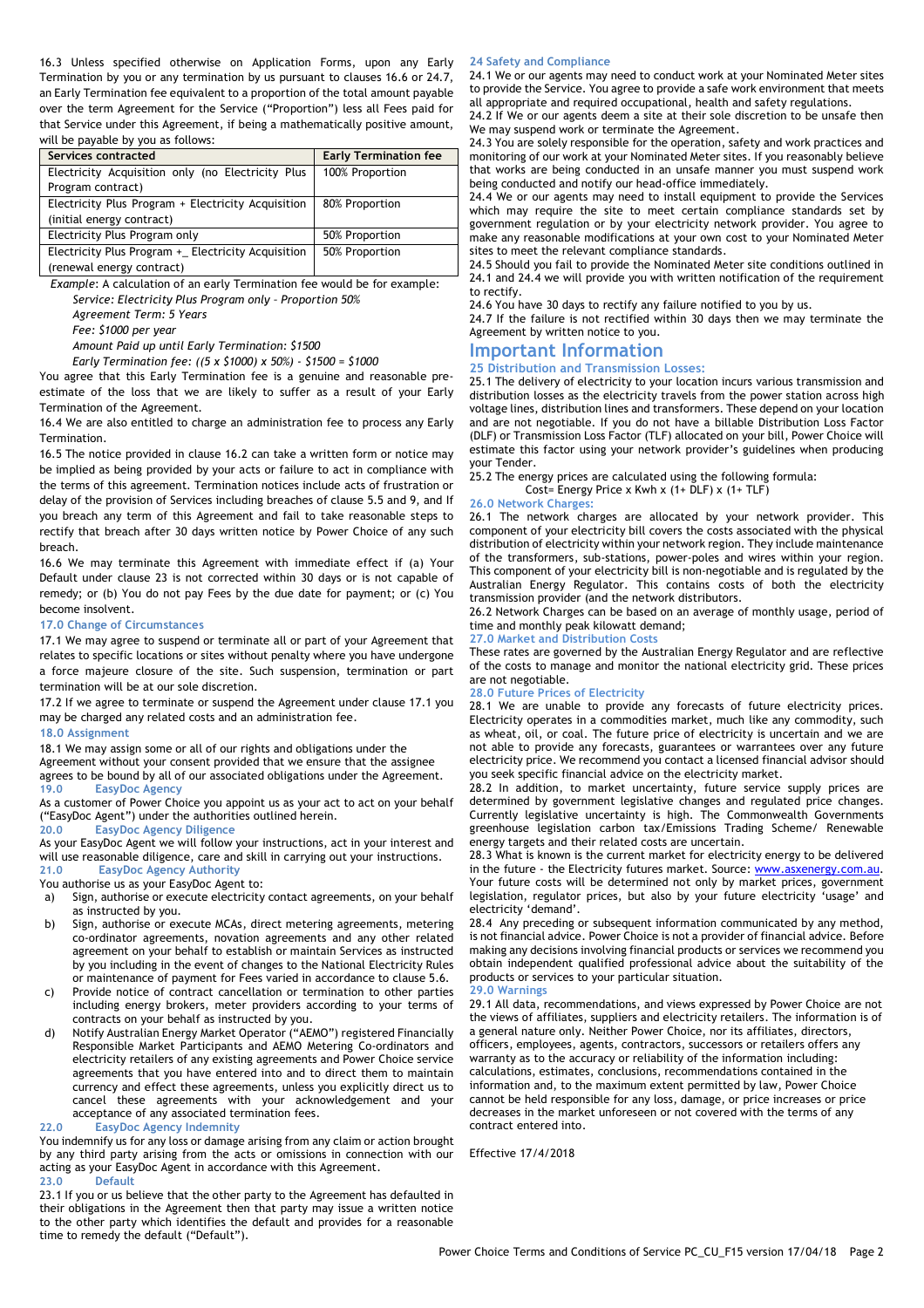16.3 Unless specified otherwise on Application Forms, upon any Early Termination by you or any termination by us pursuant to clauses 16.6 or 24.7, an Early Termination fee equivalent to a proportion of the total amount payable over the term Agreement for the Service ("Proportion") less all Fees paid for that Service under this Agreement, if being a mathematically positive amount, will be payable by you as follows:

| Services contracted | Early Termination fee |
|---|---|
| Electricity Acquisition only (no Electricity Plus Program contract) | 100% Proportion |
| Electricity Plus Program + Electricity Acquisition (initial energy contract) | 80% Proportion |
| Electricity Plus Program only | 50% Proportion |
| Electricity Plus Program +_ Electricity Acquisition (renewal energy contract) | 50% Proportion |

*Example*: A calculation of an early Termination fee would be for example:

*Service: Electricity Plus Program only – Proportion 50%*

*Agreement Term: 5 Years*

*Fee: $1000 per year*

*Amount Paid up until Early Termination: $1500*

*Early Termination fee: ((5 x $1000) x 50%) - $1500 = $1000*

You agree that this Early Termination fee is a genuine and reasonable pre-estimate of the loss that we are likely to suffer as a result of your Early Termination of the Agreement.

16.4 We are also entitled to charge an administration fee to process any Early Termination.

16.5 The notice provided in clause 16.2 can take a written form or notice may be implied as being provided by your acts or failure to act in compliance with the terms of this agreement. Termination notices include acts of frustration or delay of the provision of Services including breaches of clause 5.5 and 9, and If you breach any term of this Agreement and fail to take reasonable steps to rectify that breach after 30 days written notice by Power Choice of any such breach.

16.6 We may terminate this Agreement with immediate effect if (a) Your Default under clause 23 is not corrected within 30 days or is not capable of remedy; or (b) You do not pay Fees by the due date for payment; or (c) You become insolvent.

### 17.0 Change of Circumstances

17.1 We may agree to suspend or terminate all or part of your Agreement that relates to specific locations or sites without penalty where you have undergone a force majeure closure of the site. Such suspension, termination or part termination will be at our sole discretion.

17.2 If we agree to terminate or suspend the Agreement under clause 17.1 you may be charged any related costs and an administration fee.

### 18.0 Assignment

18.1 We may assign some or all of our rights and obligations under the Agreement without your consent provided that we ensure that the assignee agrees to be bound by all of our associated obligations under the Agreement.

### 19.0 EasyDoc Agency

As a customer of Power Choice you appoint us as your act to act on your behalf ("EasyDoc Agent") under the authorities outlined herein.

### 20.0 EasyDoc Agency Diligence

As your EasyDoc Agent we will follow your instructions, act in your interest and will use reasonable diligence, care and skill in carrying out your instructions.

### 21.0 EasyDoc Agency Authority

You authorise us as your EasyDoc Agent to:

a) Sign, authorise or execute electricity contact agreements, on your behalf as instructed by you.
b) Sign, authorise or execute MCAs, direct metering agreements, metering co-ordinator agreements, novation agreements and any other related agreement on your behalf to establish or maintain Services as instructed by you including in the event of changes to the National Electricity Rules or maintenance of payment for Fees varied in accordance to clause 5.6.
c) Provide notice of contract cancellation or termination to other parties including energy brokers, meter providers according to your terms of contracts on your behalf as instructed by you.
d) Notify Australian Energy Market Operator ("AEMO") registered Financially Responsible Market Participants and AEMO Metering Co-ordinators and electricity retailers of any existing agreements and Power Choice service agreements that you have entered into and to direct them to maintain currency and effect these agreements, unless you explicitly direct us to cancel these agreements with your acknowledgement and your acceptance of any associated termination fees.

### 22.0 EasyDoc Agency Indemnity

You indemnify us for any loss or damage arising from any claim or action brought by any third party arising from the acts or omissions in connection with our acting as your EasyDoc Agent in accordance with this Agreement.

### 23.0 Default

23.1 If you or us believe that the other party to the Agreement has defaulted in their obligations in the Agreement then that party may issue a written notice to the other party which identifies the default and provides for a reasonable time to remedy the default ("Default").

### 24 Safety and Compliance

24.1 We or our agents may need to conduct work at your Nominated Meter sites to provide the Service. You agree to provide a safe work environment that meets all appropriate and required occupational, health and safety regulations.

24.2 If We or our agents deem a site at their sole discretion to be unsafe then We may suspend work or terminate the Agreement.

24.3 You are solely responsible for the operation, safety and work practices and monitoring of our work at your Nominated Meter sites. If you reasonably believe that works are being conducted in an unsafe manner you must suspend work being conducted and notify our head-office immediately.

24.4 We or our agents may need to install equipment to provide the Services which may require the site to meet certain compliance standards set by government regulation or by your electricity network provider. You agree to make any reasonable modifications at your own cost to your Nominated Meter sites to meet the relevant compliance standards.

24.5 Should you fail to provide the Nominated Meter site conditions outlined in 24.1 and 24.4 we will provide you with written notification of the requirement to rectify.

24.6 You have 30 days to rectify any failure notified to you by us.

24.7 If the failure is not rectified within 30 days then we may terminate the Agreement by written notice to you.

## Important Information

### 25 Distribution and Transmission Losses:

25.1 The delivery of electricity to your location incurs various transmission and distribution losses as the electricity travels from the power station across high voltage lines, distribution lines and transformers. These depend on your location and are not negotiable. If you do not have a billable Distribution Loss Factor (DLF) or Transmission Loss Factor (TLF) allocated on your bill, Power Choice will estimate this factor using your network provider's guidelines when producing your Tender.

25.2 The energy prices are calculated using the following formula:

Cost= Energy Price x Kwh x (1+ DLF) x (1+ TLF)

### 26.0 Network Charges:

26.1 The network charges are allocated by your network provider. This component of your electricity bill covers the costs associated with the physical distribution of electricity within your network region. They include maintenance of the transformers, sub-stations, power-poles and wires within your region. This component of your electricity bill is non-negotiable and is regulated by the Australian Energy Regulator. This contains costs of both the electricity transmission provider (and the network distributors.

26.2 Network Charges can be based on an average of monthly usage, period of time and monthly peak kilowatt demand;

### 27.0 Market and Distribution Costs

These rates are governed by the Australian Energy Regulator and are reflective of the costs to manage and monitor the national electricity grid. These prices are not negotiable.

### 28.0 Future Prices of Electricity

28.1 We are unable to provide any forecasts of future electricity prices. Electricity operates in a commodities market, much like any commodity, such as wheat, oil, or coal. The future price of electricity is uncertain and we are not able to provide any forecasts, guarantees or warrantees over any future electricity price. We recommend you contact a licensed financial advisor should you seek specific financial advice on the electricity market.

28.2 In addition, to market uncertainty, future service supply prices are determined by government legislative changes and regulated price changes. Currently legislative uncertainty is high. The Commonwealth Governments greenhouse legislation carbon tax/Emissions Trading Scheme/ Renewable energy targets and their related costs are uncertain.

28.3 What is known is the current market for electricity energy to be delivered in the future - the Electricity futures market. Source: www.asxenergy.com.au. Your future costs will be determined not only by market prices, government legislation, regulator prices, but also by your future electricity 'usage' and electricity 'demand'.

28.4 Any preceding or subsequent information communicated by any method, is not financial advice. Power Choice is not a provider of financial advice. Before making any decisions involving financial products or services we recommend you obtain independent qualified professional advice about the suitability of the products or services to your particular situation.

### 29.0 Warnings

29.1 All data, recommendations, and views expressed by Power Choice are not the views of affiliates, suppliers and electricity retailers. The information is of a general nature only. Neither Power Choice, nor its affiliates, directors, officers, employees, agents, contractors, successors or retailers offers any warranty as to the accuracy or reliability of the information including: calculations, estimates, conclusions, recommendations contained in the information and, to the maximum extent permitted by law, Power Choice cannot be held responsible for any loss, damage, or price increases or price decreases in the market unforeseen or not covered with the terms of any contract entered into.

Effective 17/4/2018